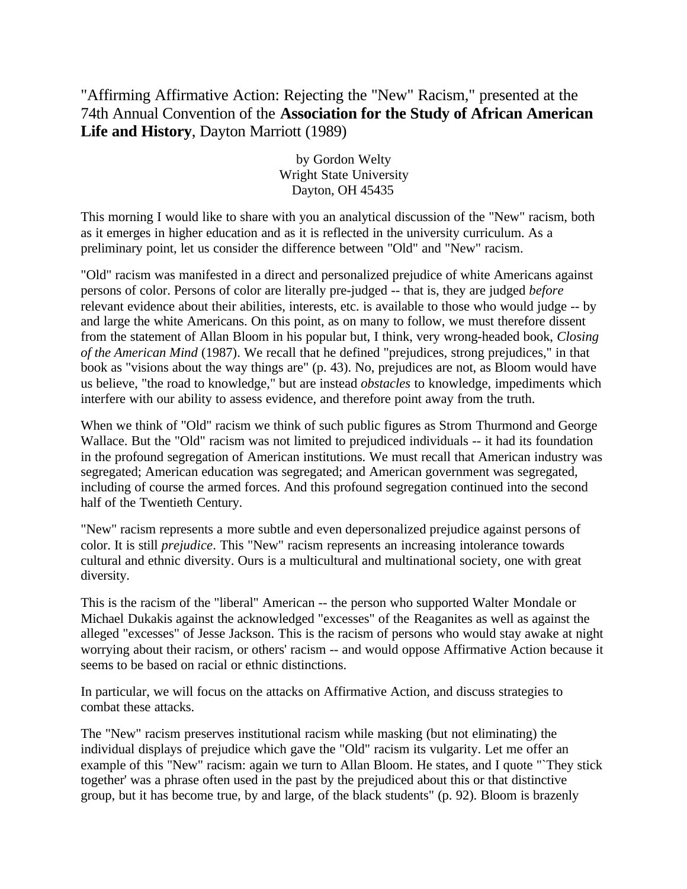"Affirming Affirmative Action: Rejecting the "New" Racism," presented at the 74th Annual Convention of the **Association for the Study of African American Life and History**, Dayton Marriott (1989)

by Gordon Welty
Wright State University
Dayton, OH 45435

This morning I would like to share with you an analytical discussion of the "New" racism, both as it emerges in higher education and as it is reflected in the university curriculum. As a preliminary point, let us consider the difference between "Old" and "New" racism.

"Old" racism was manifested in a direct and personalized prejudice of white Americans against persons of color. Persons of color are literally pre-judged -- that is, they are judged *before* relevant evidence about their abilities, interests, etc. is available to those who would judge -- by and large the white Americans. On this point, as on many to follow, we must therefore dissent from the statement of Allan Bloom in his popular but, I think, very wrong-headed book, *Closing of the American Mind* (1987). We recall that he defined "prejudices, strong prejudices," in that book as "visions about the way things are" (p. 43). No, prejudices are not, as Bloom would have us believe, "the road to knowledge," but are instead *obstacles* to knowledge, impediments which interfere with our ability to assess evidence, and therefore point away from the truth.

When we think of "Old" racism we think of such public figures as Strom Thurmond and George Wallace. But the "Old" racism was not limited to prejudiced individuals -- it had its foundation in the profound segregation of American institutions. We must recall that American industry was segregated; American education was segregated; and American government was segregated, including of course the armed forces. And this profound segregation continued into the second half of the Twentieth Century.

"New" racism represents a more subtle and even depersonalized prejudice against persons of color. It is still *prejudice*. This "New" racism represents an increasing intolerance towards cultural and ethnic diversity. Ours is a multicultural and multinational society, one with great diversity.

This is the racism of the "liberal" American -- the person who supported Walter Mondale or Michael Dukakis against the acknowledged "excesses" of the Reaganites as well as against the alleged "excesses" of Jesse Jackson. This is the racism of persons who would stay awake at night worrying about their racism, or others' racism -- and would oppose Affirmative Action because it seems to be based on racial or ethnic distinctions.

In particular, we will focus on the attacks on Affirmative Action, and discuss strategies to combat these attacks.

The "New" racism preserves institutional racism while masking (but not eliminating) the individual displays of prejudice which gave the "Old" racism its vulgarity. Let me offer an example of this "New" racism: again we turn to Allan Bloom. He states, and I quote "`They stick together' was a phrase often used in the past by the prejudiced about this or that distinctive group, but it has become true, by and large, of the black students" (p. 92). Bloom is brazenly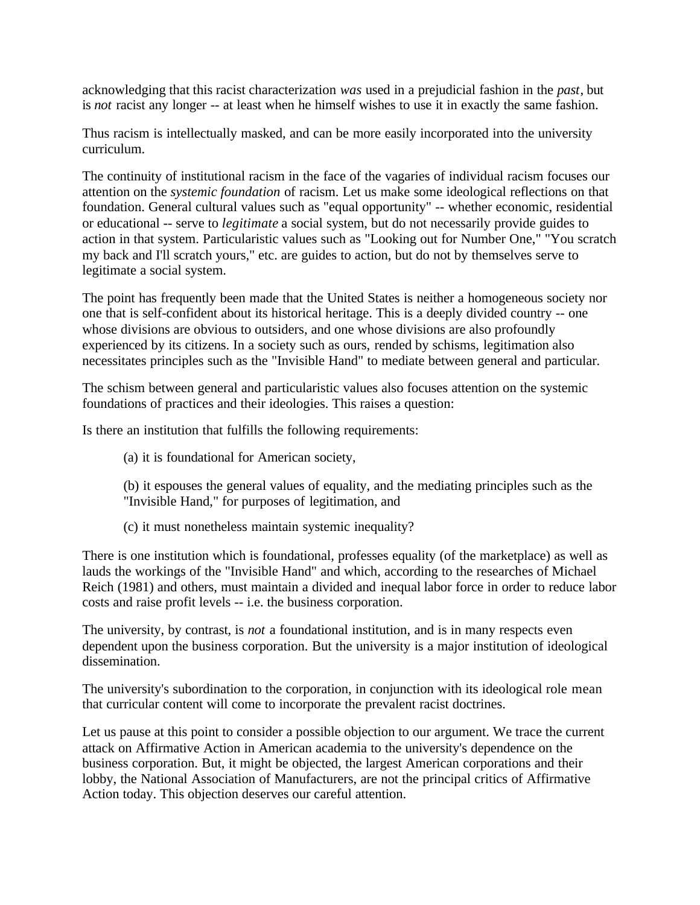acknowledging that this racist characterization *was* used in a prejudicial fashion in the *past*, but is *not* racist any longer -- at least when he himself wishes to use it in exactly the same fashion.

Thus racism is intellectually masked, and can be more easily incorporated into the university curriculum.

The continuity of institutional racism in the face of the vagaries of individual racism focuses our attention on the *systemic foundation* of racism. Let us make some ideological reflections on that foundation. General cultural values such as "equal opportunity" -- whether economic, residential or educational -- serve to *legitimate* a social system, but do not necessarily provide guides to action in that system. Particularistic values such as "Looking out for Number One," "You scratch my back and I'll scratch yours," etc. are guides to action, but do not by themselves serve to legitimate a social system.

The point has frequently been made that the United States is neither a homogeneous society nor one that is self-confident about its historical heritage. This is a deeply divided country -- one whose divisions are obvious to outsiders, and one whose divisions are also profoundly experienced by its citizens. In a society such as ours, rended by schisms, legitimation also necessitates principles such as the "Invisible Hand" to mediate between general and particular.

The schism between general and particularistic values also focuses attention on the systemic foundations of practices and their ideologies. This raises a question:

Is there an institution that fulfills the following requirements:

(a) it is foundational for American society,

(b) it espouses the general values of equality, and the mediating principles such as the "Invisible Hand," for purposes of legitimation, and

(c) it must nonetheless maintain systemic inequality?

There is one institution which is foundational, professes equality (of the marketplace) as well as lauds the workings of the "Invisible Hand" and which, according to the researches of Michael Reich (1981) and others, must maintain a divided and inequal labor force in order to reduce labor costs and raise profit levels -- i.e. the business corporation.

The university, by contrast, is *not* a foundational institution, and is in many respects even dependent upon the business corporation. But the university is a major institution of ideological dissemination.

The university's subordination to the corporation, in conjunction with its ideological role mean that curricular content will come to incorporate the prevalent racist doctrines.

Let us pause at this point to consider a possible objection to our argument. We trace the current attack on Affirmative Action in American academia to the university's dependence on the business corporation. But, it might be objected, the largest American corporations and their lobby, the National Association of Manufacturers, are not the principal critics of Affirmative Action today. This objection deserves our careful attention.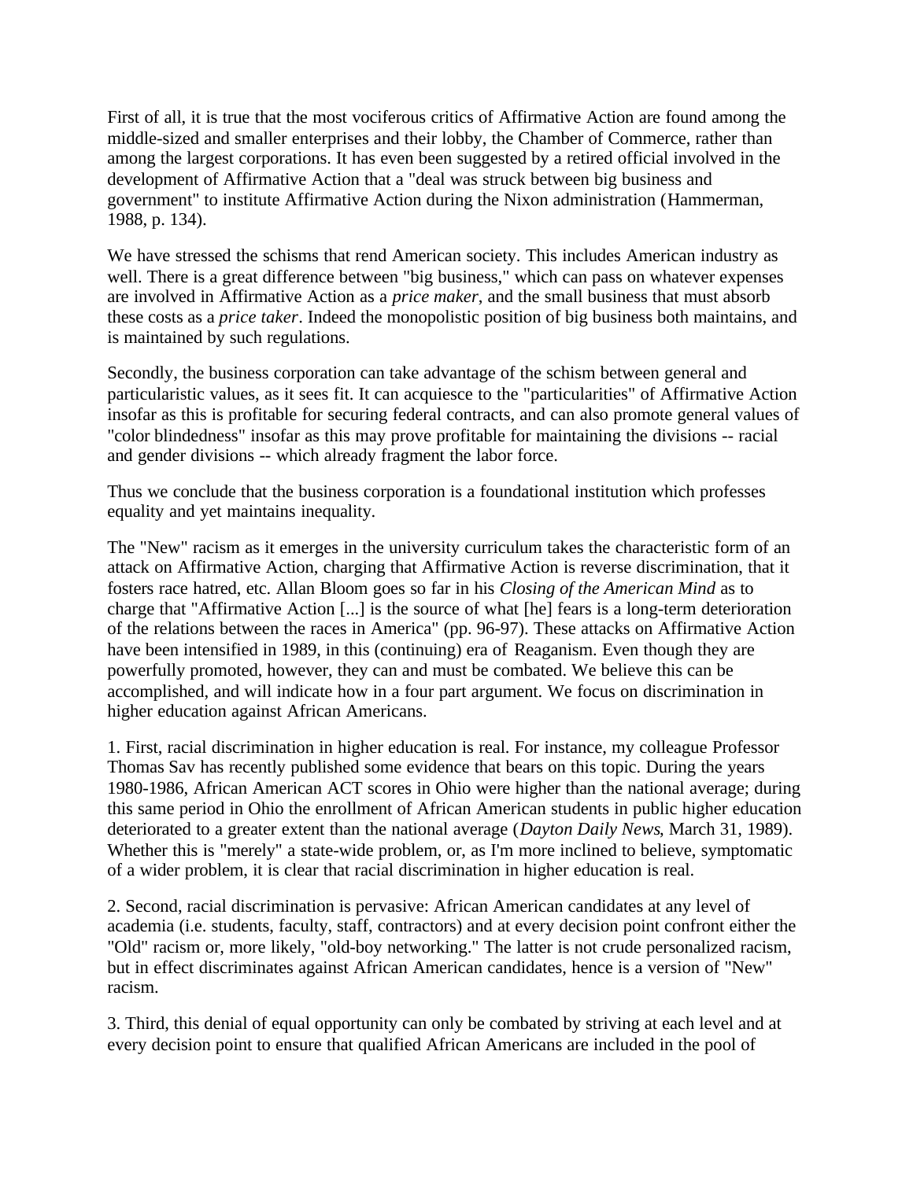First of all, it is true that the most vociferous critics of Affirmative Action are found among the middle-sized and smaller enterprises and their lobby, the Chamber of Commerce, rather than among the largest corporations. It has even been suggested by a retired official involved in the development of Affirmative Action that a "deal was struck between big business and government" to institute Affirmative Action during the Nixon administration (Hammerman, 1988, p. 134).

We have stressed the schisms that rend American society. This includes American industry as well. There is a great difference between "big business," which can pass on whatever expenses are involved in Affirmative Action as a *price maker*, and the small business that must absorb these costs as a *price taker*. Indeed the monopolistic position of big business both maintains, and is maintained by such regulations.

Secondly, the business corporation can take advantage of the schism between general and particularistic values, as it sees fit. It can acquiesce to the "particularities" of Affirmative Action insofar as this is profitable for securing federal contracts, and can also promote general values of "color blindedness" insofar as this may prove profitable for maintaining the divisions -- racial and gender divisions -- which already fragment the labor force.

Thus we conclude that the business corporation is a foundational institution which professes equality and yet maintains inequality.

The "New" racism as it emerges in the university curriculum takes the characteristic form of an attack on Affirmative Action, charging that Affirmative Action is reverse discrimination, that it fosters race hatred, etc. Allan Bloom goes so far in his *Closing of the American Mind* as to charge that "Affirmative Action [...] is the source of what [he] fears is a long-term deterioration of the relations between the races in America" (pp. 96-97). These attacks on Affirmative Action have been intensified in 1989, in this (continuing) era of Reaganism. Even though they are powerfully promoted, however, they can and must be combated. We believe this can be accomplished, and will indicate how in a four part argument. We focus on discrimination in higher education against African Americans.

1. First, racial discrimination in higher education is real. For instance, my colleague Professor Thomas Sav has recently published some evidence that bears on this topic. During the years 1980-1986, African American ACT scores in Ohio were higher than the national average; during this same period in Ohio the enrollment of African American students in public higher education deteriorated to a greater extent than the national average (*Dayton Daily News*, March 31, 1989). Whether this is "merely" a state-wide problem, or, as I'm more inclined to believe, symptomatic of a wider problem, it is clear that racial discrimination in higher education is real.

2. Second, racial discrimination is pervasive: African American candidates at any level of academia (i.e. students, faculty, staff, contractors) and at every decision point confront either the "Old" racism or, more likely, "old-boy networking." The latter is not crude personalized racism, but in effect discriminates against African American candidates, hence is a version of "New" racism.

3. Third, this denial of equal opportunity can only be combated by striving at each level and at every decision point to ensure that qualified African Americans are included in the pool of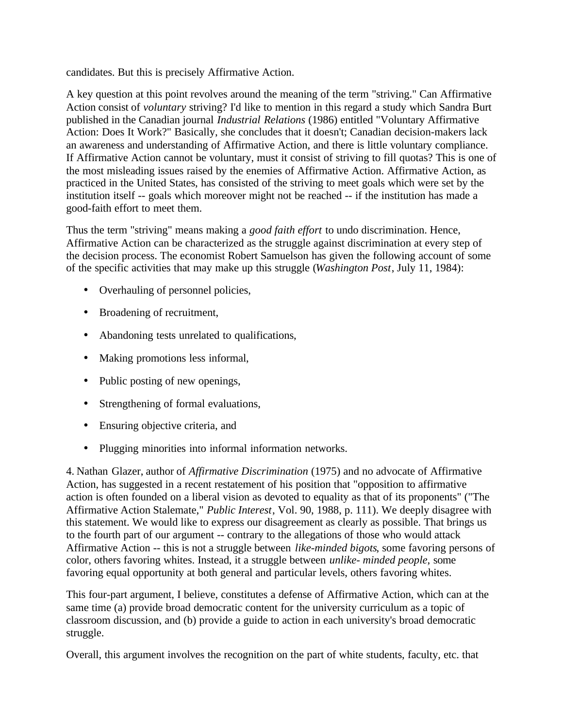candidates. But this is precisely Affirmative Action.

A key question at this point revolves around the meaning of the term "striving." Can Affirmative Action consist of *voluntary* striving? I'd like to mention in this regard a study which Sandra Burt published in the Canadian journal *Industrial Relations* (1986) entitled "Voluntary Affirmative Action: Does It Work?" Basically, she concludes that it doesn't; Canadian decision-makers lack an awareness and understanding of Affirmative Action, and there is little voluntary compliance. If Affirmative Action cannot be voluntary, must it consist of striving to fill quotas? This is one of the most misleading issues raised by the enemies of Affirmative Action. Affirmative Action, as practiced in the United States, has consisted of the striving to meet goals which were set by the institution itself -- goals which moreover might not be reached -- if the institution has made a good-faith effort to meet them.

Thus the term "striving" means making a *good faith effort* to undo discrimination. Hence, Affirmative Action can be characterized as the struggle against discrimination at every step of the decision process. The economist Robert Samuelson has given the following account of some of the specific activities that may make up this struggle (*Washington Post*, July 11, 1984):

- Overhauling of personnel policies,
- Broadening of recruitment,
- Abandoning tests unrelated to qualifications,
- Making promotions less informal,
- Public posting of new openings,
- Strengthening of formal evaluations,
- Ensuring objective criteria, and
- Plugging minorities into informal information networks.

4. Nathan Glazer, author of *Affirmative Discrimination* (1975) and no advocate of Affirmative Action, has suggested in a recent restatement of his position that "opposition to affirmative action is often founded on a liberal vision as devoted to equality as that of its proponents" ("The Affirmative Action Stalemate," *Public Interest*, Vol. 90, 1988, p. 111). We deeply disagree with this statement. We would like to express our disagreement as clearly as possible. That brings us to the fourth part of our argument -- contrary to the allegations of those who would attack Affirmative Action -- this is not a struggle between *like-minded bigots*, some favoring persons of color, others favoring whites. Instead, it a struggle between *unlike- minded people*, some favoring equal opportunity at both general and particular levels, others favoring whites.

This four-part argument, I believe, constitutes a defense of Affirmative Action, which can at the same time (a) provide broad democratic content for the university curriculum as a topic of classroom discussion, and (b) provide a guide to action in each university's broad democratic struggle.

Overall, this argument involves the recognition on the part of white students, faculty, etc. that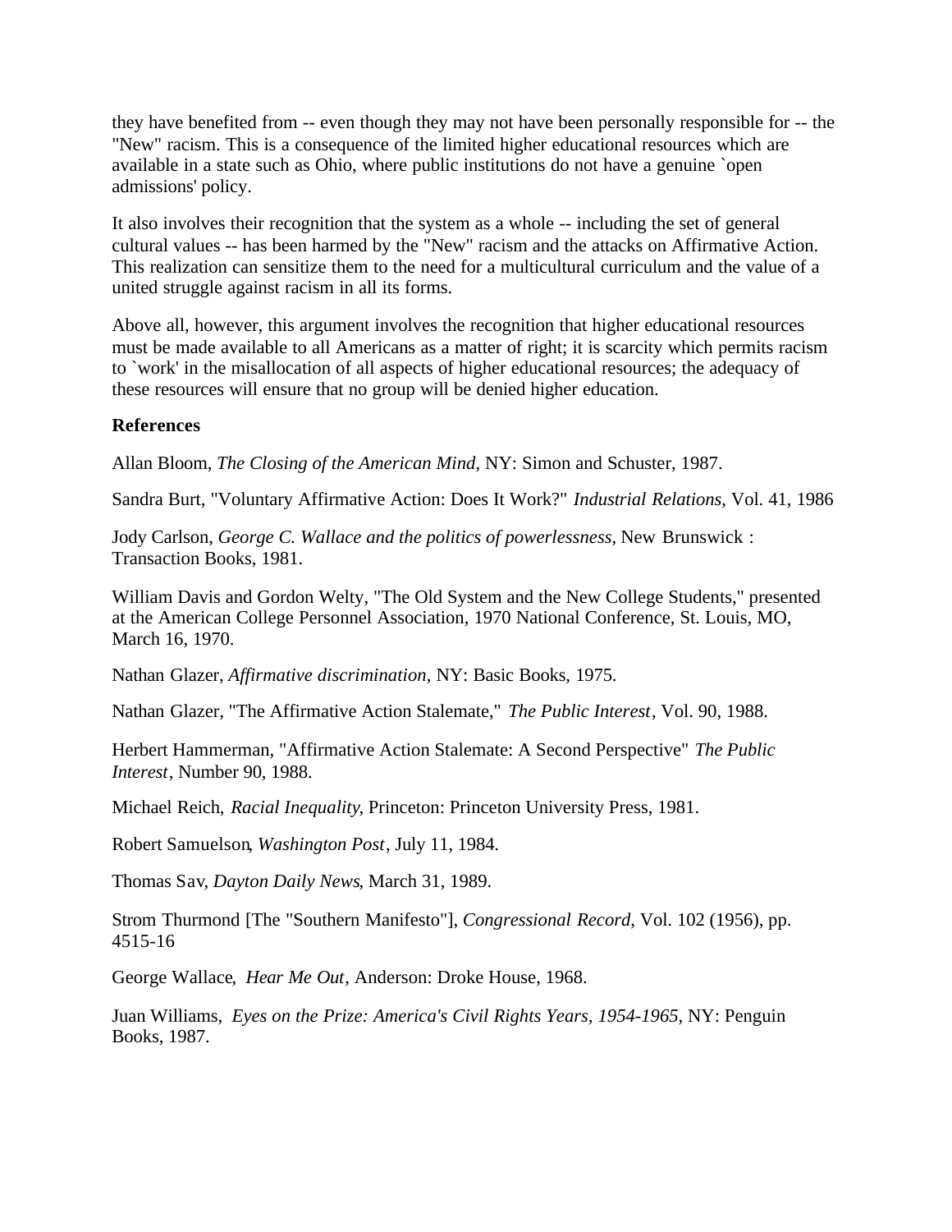they have benefited from -- even though they may not have been personally responsible for -- the "New" racism. This is a consequence of the limited higher educational resources which are available in a state such as Ohio, where public institutions do not have a genuine `open admissions' policy.

It also involves their recognition that the system as a whole -- including the set of general cultural values -- has been harmed by the "New" racism and the attacks on Affirmative Action. This realization can sensitize them to the need for a multicultural curriculum and the value of a united struggle against racism in all its forms.

Above all, however, this argument involves the recognition that higher educational resources must be made available to all Americans as a matter of right; it is scarcity which permits racism to `work' in the misallocation of all aspects of higher educational resources; the adequacy of these resources will ensure that no group will be denied higher education.

**References**

Allan Bloom, *The Closing of the American Mind*, NY: Simon and Schuster, 1987.

Sandra Burt, "Voluntary Affirmative Action: Does It Work?" *Industrial Relations*, Vol. 41, 1986

Jody Carlson, *George C. Wallace and the politics of powerlessness*, New Brunswick : Transaction Books, 1981.

William Davis and Gordon Welty, "The Old System and the New College Students," presented at the American College Personnel Association, 1970 National Conference, St. Louis, MO, March 16, 1970.

Nathan Glazer, *Affirmative discrimination*, NY: Basic Books, 1975.

Nathan Glazer, "The Affirmative Action Stalemate," *The Public Interest*, Vol. 90, 1988.

Herbert Hammerman, "Affirmative Action Stalemate: A Second Perspective" *The Public Interest*, Number 90, 1988.

Michael Reich, *Racial Inequality*, Princeton: Princeton University Press, 1981.

Robert Samuelson, *Washington Post*, July 11, 1984.

Thomas Sav, *Dayton Daily News*, March 31, 1989.

Strom Thurmond [The "Southern Manifesto"], *Congressional Record*, Vol. 102 (1956), pp. 4515-16

George Wallace, *Hear Me Out*, Anderson: Droke House, 1968.

Juan Williams, *Eyes on the Prize: America's Civil Rights Years, 1954-1965*, NY: Penguin Books, 1987.